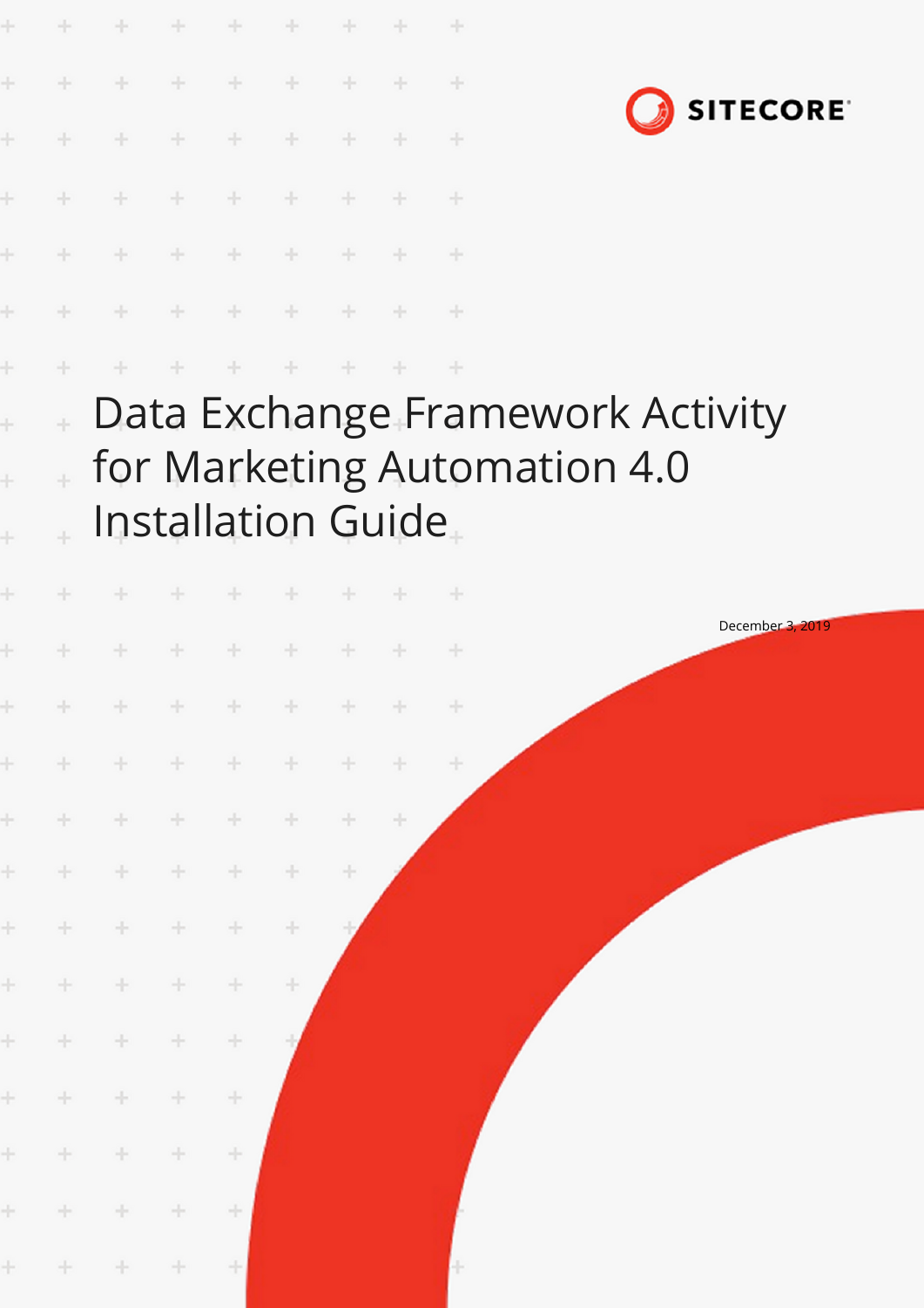SITECORE

# Data Exchange Framework Activity for Marketing Automation 4.0 Installation Guide

December 3, 2019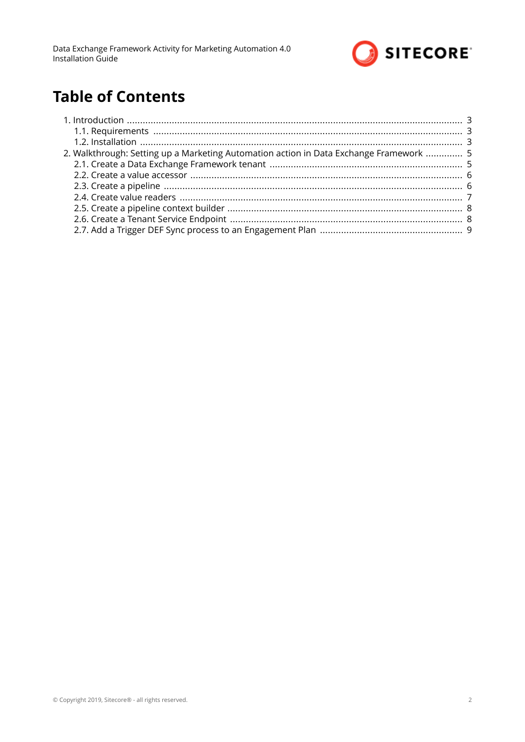# Table of Contents

- 1. Introduction ............ 3
  - 1.1. Requirements ............ 3
  - 1.2. Installation ............ 3
- 2. Walkthrough: Setting up a Marketing Automation action in Data Exchange Framework ............ 5
  - 2.1. Create a Data Exchange Framework tenant ............ 5
  - 2.2. Create a value accessor ............ 6
  - 2.3. Create a pipeline ............ 6
  - 2.4. Create value readers ............ 7
  - 2.5. Create a pipeline context builder ............ 8
  - 2.6. Create a Tenant Service Endpoint ............ 8
  - 2.7. Add a Trigger DEF Sync process to an Engagement Plan ............ 9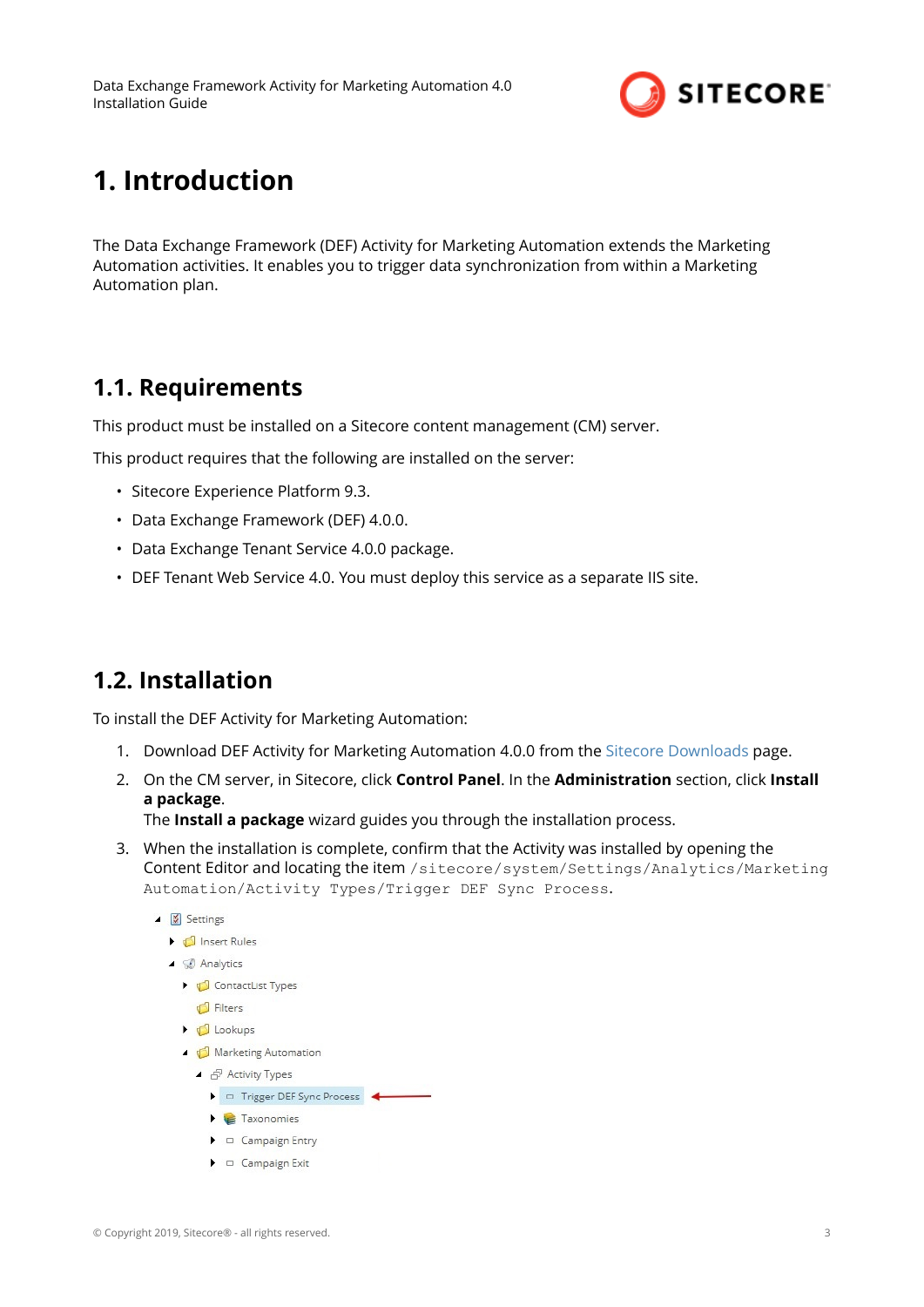# 1. Introduction

The Data Exchange Framework (DEF) Activity for Marketing Automation extends the Marketing Automation activities. It enables you to trigger data synchronization from within a Marketing Automation plan.

## 1.1. Requirements

This product must be installed on a Sitecore content management (CM) server.

This product requires that the following are installed on the server:

- Sitecore Experience Platform 9.3.
- Data Exchange Framework (DEF) 4.0.0.
- Data Exchange Tenant Service 4.0.0 package.
- DEF Tenant Web Service 4.0. You must deploy this service as a separate IIS site.

## 1.2. Installation

To install the DEF Activity for Marketing Automation:

1. Download DEF Activity for Marketing Automation 4.0.0 from the Sitecore Downloads page.
2. On the CM server, in Sitecore, click **Control Panel**. In the **Administration** section, click **Install a package**.
   The **Install a package** wizard guides you through the installation process.
3. When the installation is complete, confirm that the Activity was installed by opening the Content Editor and locating the item `/sitecore/system/Settings/Analytics/Marketing Automation/Activity Types/Trigger DEF Sync Process`.

- Settings
  - Insert Rules
  - Analytics
    - ContactList Types
    - Filters
    - Lookups
    - Marketing Automation
      - Activity Types
        - Trigger DEF Sync Process
        - Taxonomies
        - Campaign Entry
        - Campaign Exit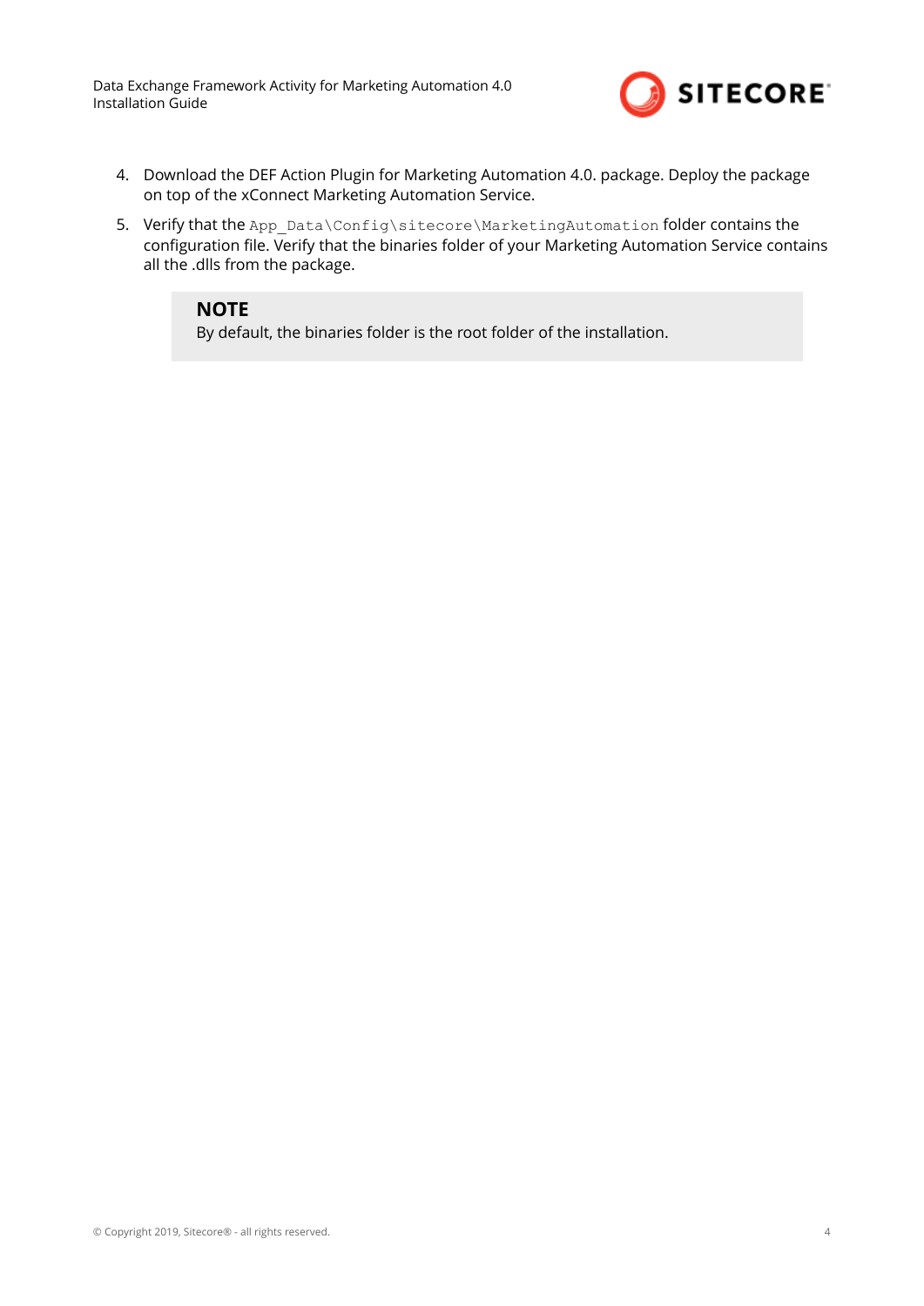4. Download the DEF Action Plugin for Marketing Automation 4.0. package. Deploy the package on top of the xConnect Marketing Automation Service.
5. Verify that the `App_Data\Config\sitecore\MarketingAutomation` folder contains the configuration file. Verify that the binaries folder of your Marketing Automation Service contains all the .dlls from the package.

   **NOTE**
   By default, the binaries folder is the root folder of the installation.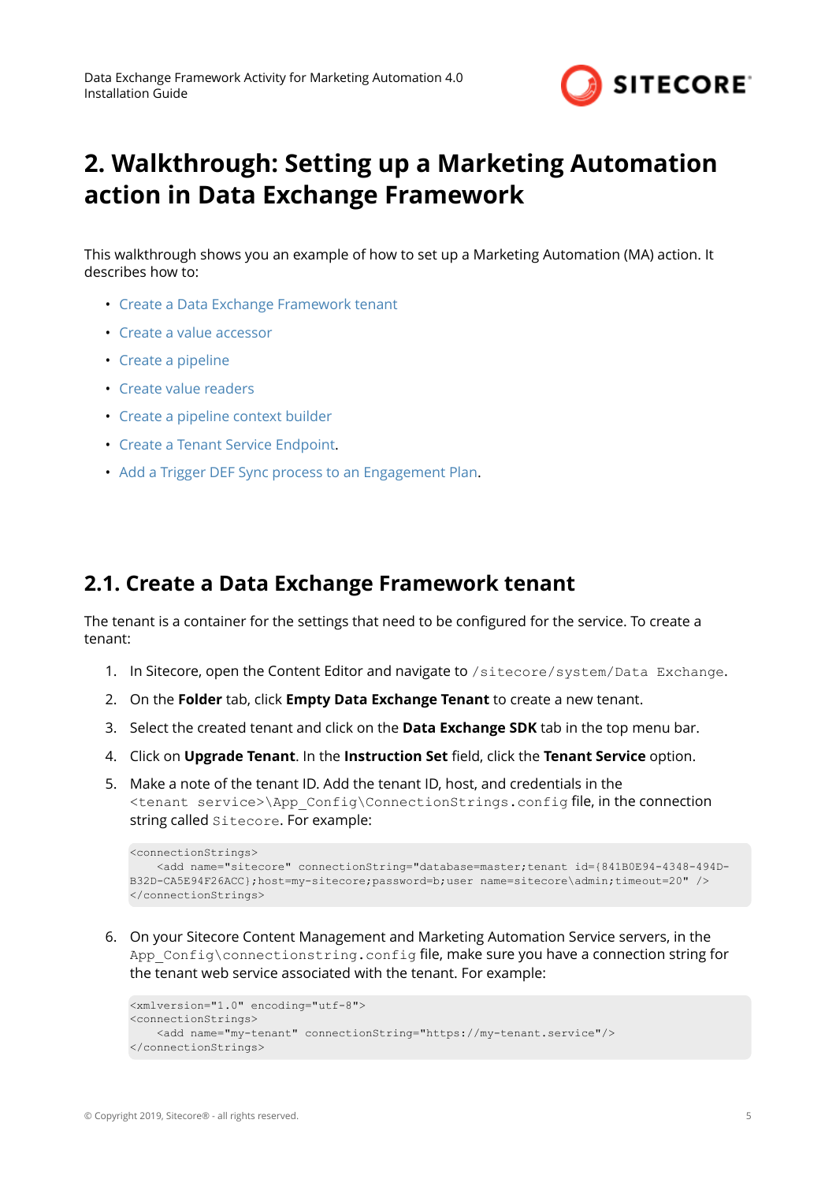# 2. Walkthrough: Setting up a Marketing Automation action in Data Exchange Framework

This walkthrough shows you an example of how to set up a Marketing Automation (MA) action. It describes how to:

- Create a Data Exchange Framework tenant
- Create a value accessor
- Create a pipeline
- Create value readers
- Create a pipeline context builder
- Create a Tenant Service Endpoint.
- Add a Trigger DEF Sync process to an Engagement Plan.

## 2.1. Create a Data Exchange Framework tenant

The tenant is a container for the settings that need to be configured for the service. To create a tenant:

1. In Sitecore, open the Content Editor and navigate to `/sitecore/system/Data Exchange`.
2. On the **Folder** tab, click **Empty Data Exchange Tenant** to create a new tenant.
3. Select the created tenant and click on the **Data Exchange SDK** tab in the top menu bar.
4. Click on **Upgrade Tenant**. In the **Instruction Set** field, click the **Tenant Service** option.
5. Make a note of the tenant ID. Add the tenant ID, host, and credentials in the `<tenant service>\App_Config\ConnectionStrings.config` file, in the connection string called `Sitecore`. For example:

```
<connectionStrings>
    <add name="sitecore" connectionString="database=master;tenant id={841B0E94-4348-494D-B32D-CA5E94F26ACC};host=my-sitecore;password=b;user name=sitecore\admin;timeout=20" />
</connectionStrings>
```

6. On your Sitecore Content Management and Marketing Automation Service servers, in the `App_Config\connectionstring.config` file, make sure you have a connection string for the tenant web service associated with the tenant. For example:

```
<xmlversion="1.0" encoding="utf-8">
<connectionStrings>
    <add name="my-tenant" connectionString="https://my-tenant.service"/>
</connectionStrings>
```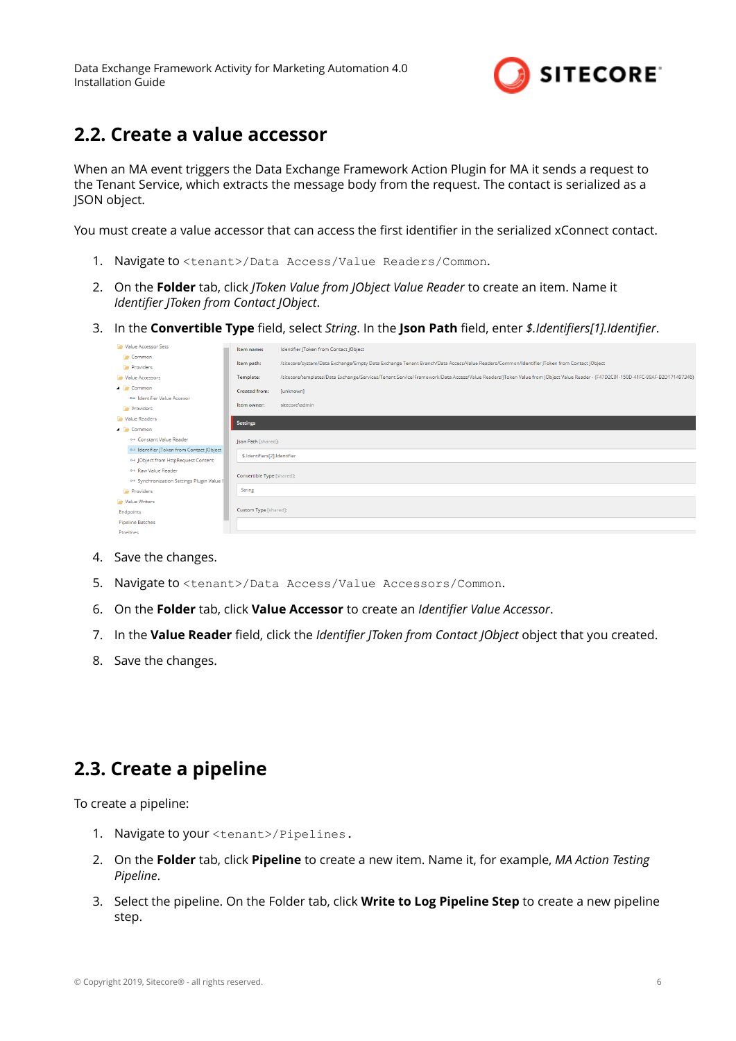## 2.2. Create a value accessor

When an MA event triggers the Data Exchange Framework Action Plugin for MA it sends a request to the Tenant Service, which extracts the message body from the request. The contact is serialized as a JSON object.

You must create a value accessor that can access the first identifier in the serialized xConnect contact.

1. Navigate to `<tenant>/Data Access/Value Readers/Common`.
2. On the **Folder** tab, click *JToken Value from JObject Value Reader* to create an item. Name it *Identifier JToken from Contact JObject*.
3. In the **Convertible Type** field, select *String*. In the **Json Path** field, enter *$.Identifiers[1].Identifier*.
4. Save the changes.
5. Navigate to `<tenant>/Data Access/Value Accessors/Common`.
6. On the **Folder** tab, click **Value Accessor** to create an *Identifier Value Accessor*.
7. In the **Value Reader** field, click the *Identifier JToken from Contact JObject* object that you created.
8. Save the changes.

## 2.3. Create a pipeline

To create a pipeline:

1. Navigate to your `<tenant>/Pipelines`.
2. On the **Folder** tab, click **Pipeline** to create a new item. Name it, for example, *MA Action Testing Pipeline*.
3. Select the pipeline. On the Folder tab, click **Write to Log Pipeline Step** to create a new pipeline step.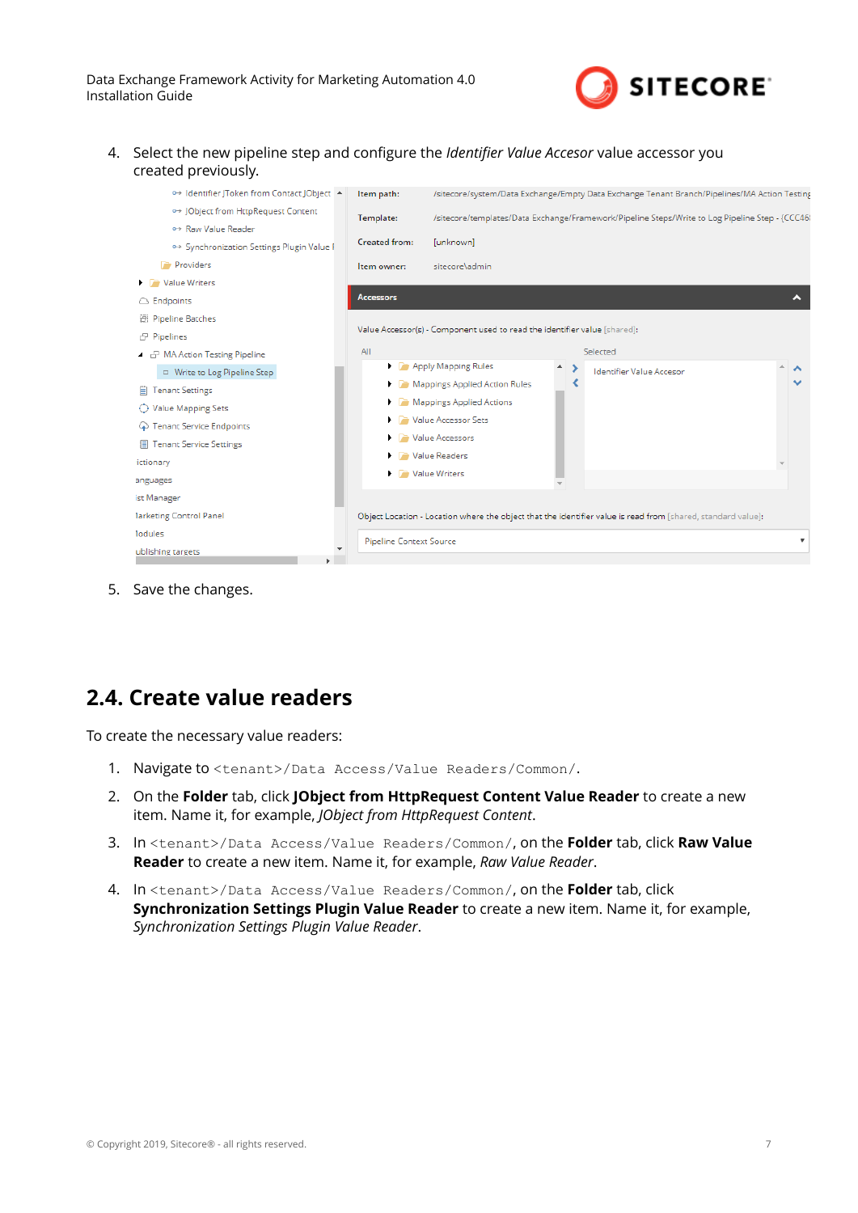4. Select the new pipeline step and configure the *Identifier Value Accesor* value accessor you created previously.

5. Save the changes.

## 2.4. Create value readers

To create the necessary value readers:

1. Navigate to `<tenant>/Data Access/Value Readers/Common/`.
2. On the **Folder** tab, click **JObject from HttpRequest Content Value Reader** to create a new item. Name it, for example, *JObject from HttpRequest Content*.
3. In `<tenant>/Data Access/Value Readers/Common/`, on the **Folder** tab, click **Raw Value Reader** to create a new item. Name it, for example, *Raw Value Reader*.
4. In `<tenant>/Data Access/Value Readers/Common/`, on the **Folder** tab, click **Synchronization Settings Plugin Value Reader** to create a new item. Name it, for example, *Synchronization Settings Plugin Value Reader*.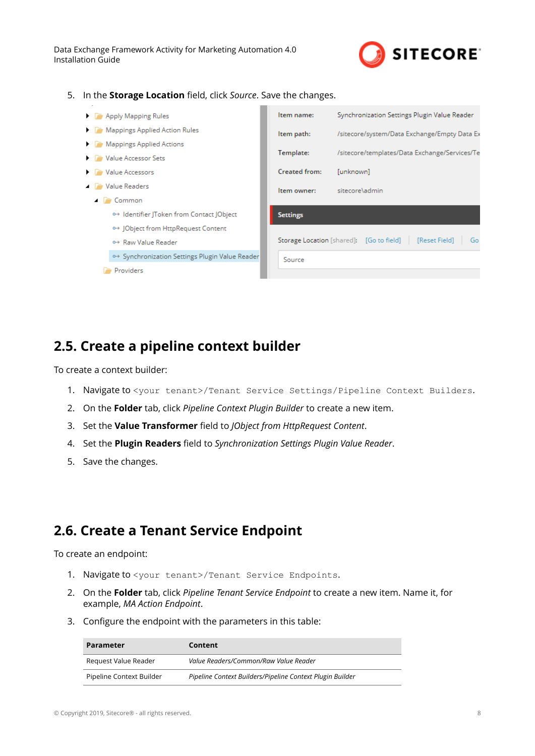5. In the **Storage Location** field, click *Source*. Save the changes.

## 2.5. Create a pipeline context builder

To create a context builder:

1. Navigate to `<your tenant>/Tenant Service Settings/Pipeline Context Builders`.
2. On the **Folder** tab, click *Pipeline Context Plugin Builder* to create a new item.
3. Set the **Value Transformer** field to *JObject from HttpRequest Content*.
4. Set the **Plugin Readers** field to *Synchronization Settings Plugin Value Reader*.
5. Save the changes.

## 2.6. Create a Tenant Service Endpoint

To create an endpoint:

1. Navigate to `<your tenant>/Tenant Service Endpoints`.
2. On the **Folder** tab, click *Pipeline Tenant Service Endpoint* to create a new item. Name it, for example, *MA Action Endpoint*.
3. Configure the endpoint with the parameters in this table:

| Parameter | Content |
|---|---|
| Request Value Reader | *Value Readers/Common/Raw Value Reader* |
| Pipeline Context Builder | *Pipeline Context Builders/Pipeline Context Plugin Builder* |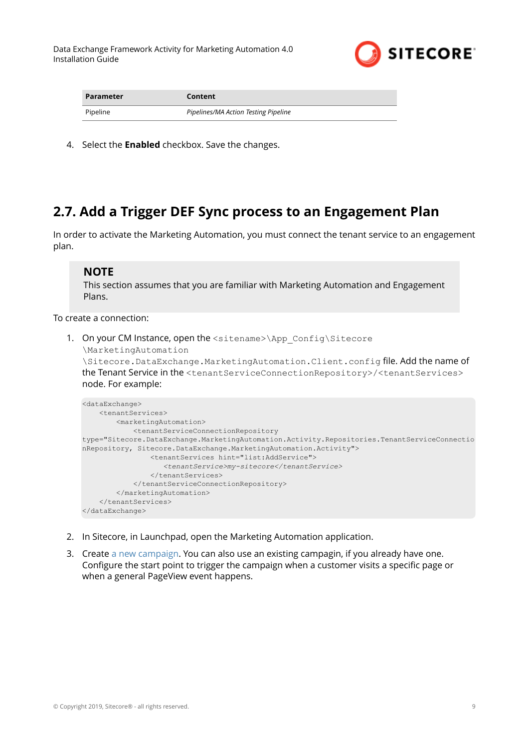| Parameter | Content |
|---|---|
| Pipeline | *Pipelines/MA Action Testing Pipeline* |

4. Select the **Enabled** checkbox. Save the changes.

## 2.7. Add a Trigger DEF Sync process to an Engagement Plan

In order to activate the Marketing Automation, you must connect the tenant service to an engagement plan.

> **NOTE**
> This section assumes that you are familiar with Marketing Automation and Engagement Plans.

To create a connection:

1. On your CM Instance, open the `<sitename>\App_Config\Sitecore\MarketingAutomation\Sitecore.DataExchange.MarketingAutomation.Client.config` file. Add the name of the Tenant Service in the `<tenantServiceConnectionRepository>/<tenantServices>` node. For example:

```
<dataExchange>
    <tenantServices>
        <marketingAutomation>
            <tenantServiceConnectionRepository
type="Sitecore.DataExchange.MarketingAutomation.Activity.Repositories.TenantServiceConnectionRepository, Sitecore.DataExchange.MarketingAutomation.Activity">
                <tenantServices hint="list:AddService">
                    <tenantService>my-sitecore</tenantService>
                </tenantServices>
            </tenantServiceConnectionRepository>
        </marketingAutomation>
    </tenantServices>
</dataExchange>
```

2. In Sitecore, in Launchpad, open the Marketing Automation application.
3. Create a new campaign. You can also use an existing campagin, if you already have one. Configure the start point to trigger the campaign when a customer visits a specific page or when a general PageView event happens.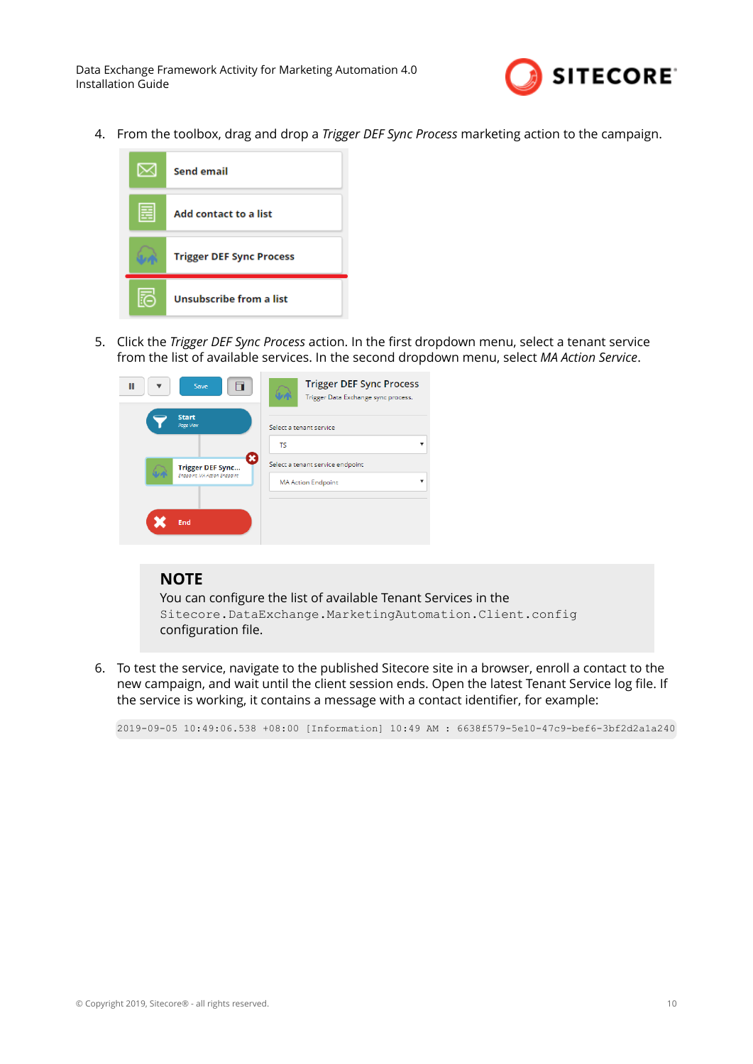4. From the toolbox, drag and drop a *Trigger DEF Sync Process* marketing action to the campaign.

5. Click the *Trigger DEF Sync Process* action. In the first dropdown menu, select a tenant service from the list of available services. In the second dropdown menu, select *MA Action Service*.

> **NOTE**
> You can configure the list of available Tenant Services in the `Sitecore.DataExchange.MarketingAutomation.Client.config` configuration file.

6. To test the service, navigate to the published Sitecore site in a browser, enroll a contact to the new campaign, and wait until the client session ends. Open the latest Tenant Service log file. If the service is working, it contains a message with a contact identifier, for example:

```
2019-09-05 10:49:06.538 +08:00 [Information] 10:49 AM : 6638f579-5e10-47c9-bef6-3bf2d2a1a240
```

© Copyright 2019, Sitecore® - all rights reserved.